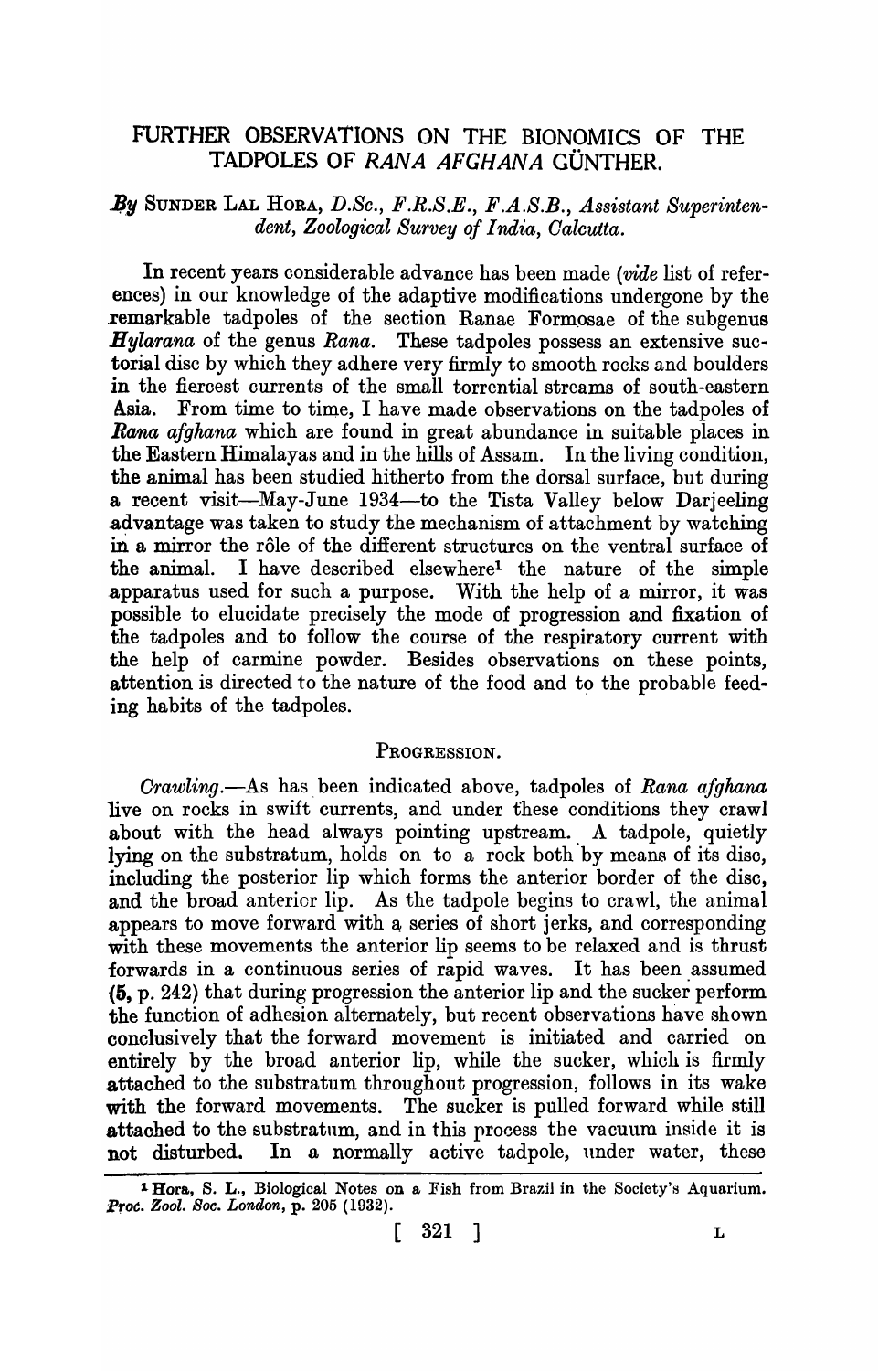# FURTHER OBSERVATIONS ON THE BIONOMICS OF THE TADPOLES OF *RANA AFGHANA* GÜNTHER.

*By* SUNDER LAL HORA, *D.Sc., F.R.S.E., F.A.S.B., Assistant Superintendent, Zoological Survey of India, Calcutta.*

In recent years considerable advance has been made (*vide* list of references) in our knowledge of the adaptive modifications undergone by the remarkable tadpoles of the section Ranae Formosae of the subgenus *Hylarana* of the genus *Rana*. These tadpoles possess an extensive suctorial disc by which they adhere very firmly to smooth rocks and boulders in the fiercest currents of the small torrential streams of south-eastern Asia. From time to time, I have made observations on the tadpoles of *Rana afghana* which are found in great abundance in suitable places in the Eastern Himalayas and in the hills of Assam. In the living condition, the animal has been studied hitherto from the dorsal surface, but during a recent visit—May-June 1934—to the Tista Valley below Darjeeling advantage was taken to study the mechanism of attachment by watching in a mirror the rôle of the different structures on the ventral surface of the animal. I have described elsewhere[1] the nature of the simple apparatus used for such a purpose. With the help of a mirror, it was possible to elucidate precisely the mode of progression and fixation of the tadpoles and to follow the course of the respiratory current with the help of carmine powder. Besides observations on these points, attention is directed to the nature of the food and to the probable feeding habits of the tadpoles.

## PROGRESSION.

*Crawling.*—As has been indicated above, tadpoles of *Rana afghana* live on rocks in swift currents, and under these conditions they crawl about with the head always pointing upstream. A tadpole, quietly lying on the substratum, holds on to a rock both by means of its disc, including the posterior lip which forms the anterior border of the disc, and the broad anterior lip. As the tadpole begins to crawl, the animal appears to move forward with a series of short jerks, and corresponding with these movements the anterior lip seems to be relaxed and is thrust forwards in a continuous series of rapid waves. It has been assumed (**5**, p. 242) that during progression the anterior lip and the sucker perform the function of adhesion alternately, but recent observations have shown conclusively that the forward movement is initiated and carried on entirely by the broad anterior lip, while the sucker, which is firmly attached to the substratum throughout progression, follows in its wake with the forward movements. The sucker is pulled forward while still attached to the substratum, and in this process the vacuum inside it is not disturbed. In a normally active tadpole, under water, these

---

[1] Hora, S. L., Biological Notes on a Fish from Brazil in the Society's Aquarium. *Proc. Zool. Soc. London*, p. 205 (1932).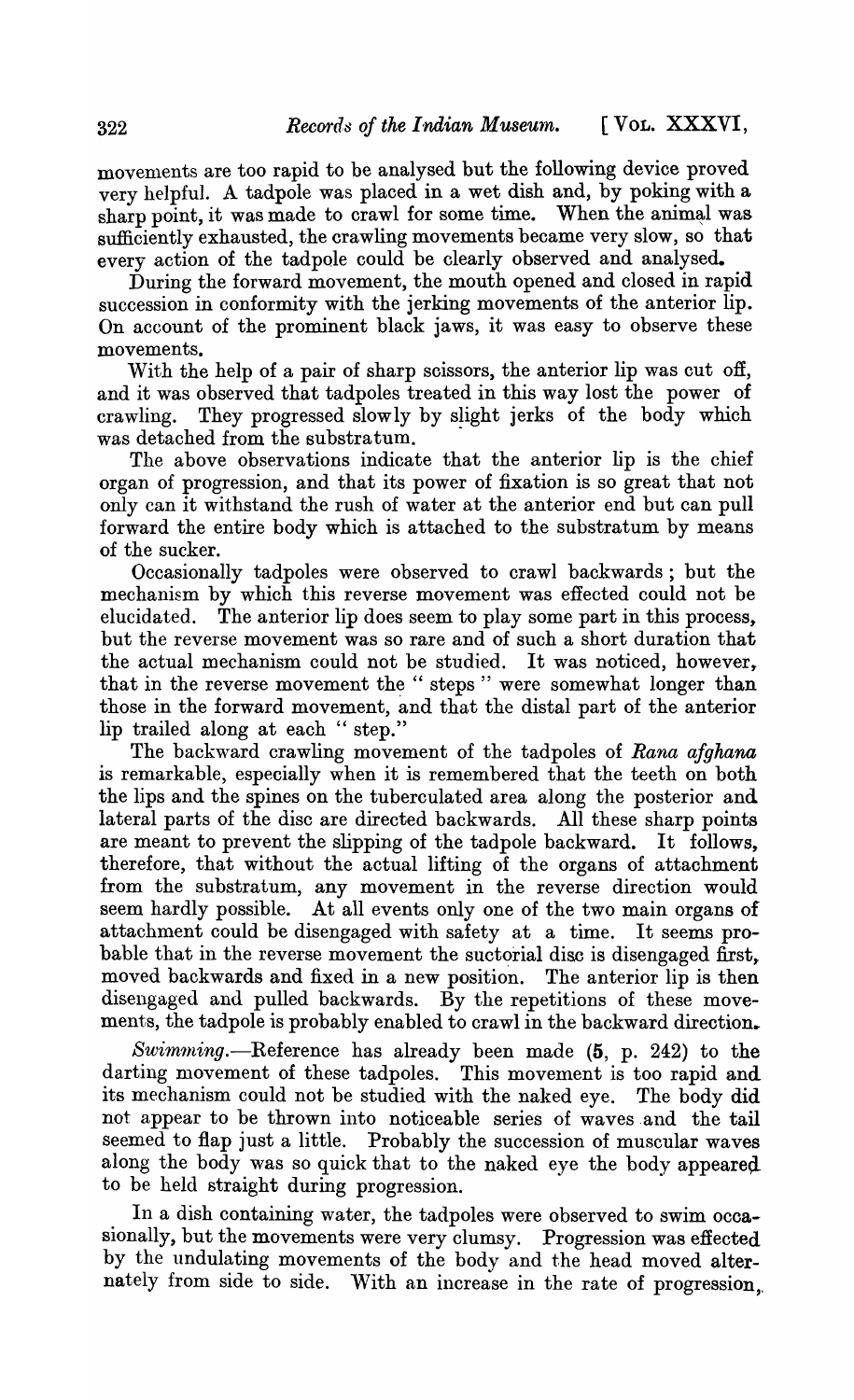movements are too rapid to be analysed but the following device proved very helpful. A tadpole was placed in a wet dish and, by poking with a sharp point, it was made to crawl for some time. When the animal was sufficiently exhausted, the crawling movements became very slow, so that every action of the tadpole could be clearly observed and analysed.

During the forward movement, the mouth opened and closed in rapid succession in conformity with the jerking movements of the anterior lip. On account of the prominent black jaws, it was easy to observe these movements.

With the help of a pair of sharp scissors, the anterior lip was cut off, and it was observed that tadpoles treated in this way lost the power of crawling. They progressed slowly by slight jerks of the body which was detached from the substratum.

The above observations indicate that the anterior lip is the chief organ of progression, and that its power of fixation is so great that not only can it withstand the rush of water at the anterior end but can pull forward the entire body which is attached to the substratum by means of the sucker.

Occasionally tadpoles were observed to crawl backwards; but the mechanism by which this reverse movement was effected could not be elucidated. The anterior lip does seem to play some part in this process, but the reverse movement was so rare and of such a short duration that the actual mechanism could not be studied. It was noticed, however, that in the reverse movement the " steps " were somewhat longer than those in the forward movement, and that the distal part of the anterior lip trailed along at each " step."

The backward crawling movement of the tadpoles of *Rana afghana* is remarkable, especially when it is remembered that the teeth on both the lips and the spines on the tuberculated area along the posterior and lateral parts of the disc are directed backwards. All these sharp points are meant to prevent the slipping of the tadpole backward. It follows, therefore, that without the actual lifting of the organs of attachment from the substratum, any movement in the reverse direction would seem hardly possible. At all events only one of the two main organs of attachment could be disengaged with safety at a time. It seems probable that in the reverse movement the suctorial disc is disengaged first, moved backwards and fixed in a new position. The anterior lip is then disengaged and pulled backwards. By the repetitions of these movements, the tadpole is probably enabled to crawl in the backward direction.

*Swimming*.—Reference has already been made (5, p. 242) to the darting movement of these tadpoles. This movement is too rapid and its mechanism could not be studied with the naked eye. The body did not appear to be thrown into noticeable series of waves and the tail seemed to flap just a little. Probably the succession of muscular waves along the body was so quick that to the naked eye the body appeared to be held straight during progression.

In a dish containing water, the tadpoles were observed to swim occasionally, but the movements were very clumsy. Progression was effected by the undulating movements of the body and the head moved alternately from side to side. With an increase in the rate of progression,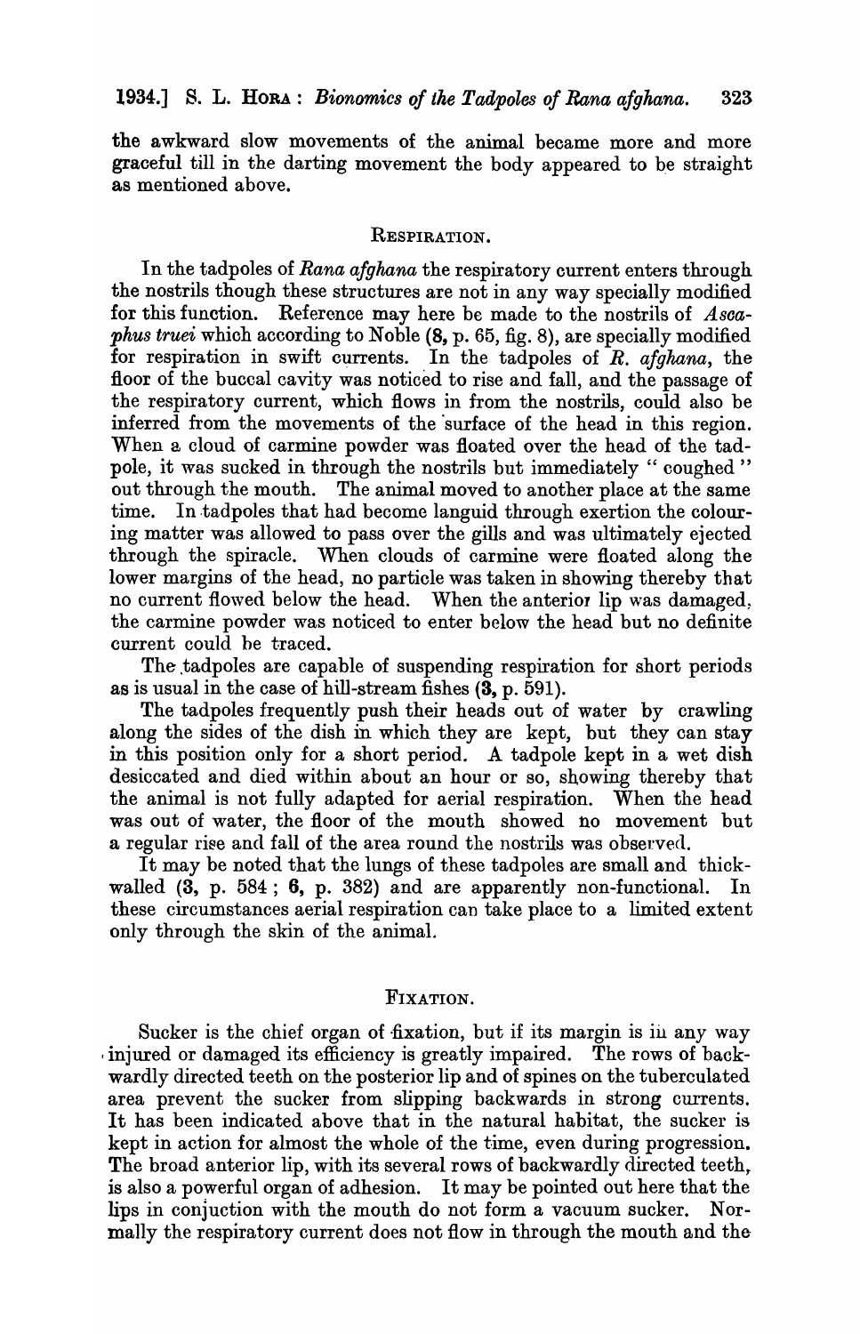the awkward slow movements of the animal became more and more graceful till in the darting movement the body appeared to be straight as mentioned above.

## RESPIRATION.

In the tadpoles of *Rana afghana* the respiratory current enters through the nostrils though these structures are not in any way specially modified for this function. Reference may here be made to the nostrils of *Ascaphus truei* which according to Noble (**8**, p. 65, fig. 8), are specially modified for respiration in swift currents. In the tadpoles of *R. afghana*, the floor of the buccal cavity was noticed to rise and fall, and the passage of the respiratory current, which flows in from the nostrils, could also be inferred from the movements of the surface of the head in this region. When a cloud of carmine powder was floated over the head of the tadpole, it was sucked in through the nostrils but immediately " coughed " out through the mouth. The animal moved to another place at the same time. In tadpoles that had become languid through exertion the colouring matter was allowed to pass over the gills and was ultimately ejected through the spiracle. When clouds of carmine were floated along the lower margins of the head, no particle was taken in showing thereby that no current flowed below the head. When the anterior lip was damaged, the carmine powder was noticed to enter below the head but no definite current could be traced.

The tadpoles are capable of suspending respiration for short periods as is usual in the case of hill-stream fishes (**3**, p. 591).

The tadpoles frequently push their heads out of water by crawling along the sides of the dish in which they are kept, but they can stay in this position only for a short period. A tadpole kept in a wet dish desiccated and died within about an hour or so, showing thereby that the animal is not fully adapted for aerial respiration. When the head was out of water, the floor of the mouth showed no movement but a regular rise and fall of the area round the nostrils was observed.

It may be noted that the lungs of these tadpoles are small and thick-walled (**3**, p. 584 ; **6**, p. 382) and are apparently non-functional. In these circumstances aerial respiration can take place to a limited extent only through the skin of the animal.

## FIXATION.

Sucker is the chief organ of fixation, but if its margin is in any way injured or damaged its efficiency is greatly impaired. The rows of backwardly directed teeth on the posterior lip and of spines on the tuberculated area prevent the sucker from slipping backwards in strong currents. It has been indicated above that in the natural habitat, the sucker is kept in action for almost the whole of the time, even during progression. The broad anterior lip, with its several rows of backwardly directed teeth, is also a powerful organ of adhesion. It may be pointed out here that the lips in conjuction with the mouth do not form a vacuum sucker. Normally the respiratory current does not flow in through the mouth and the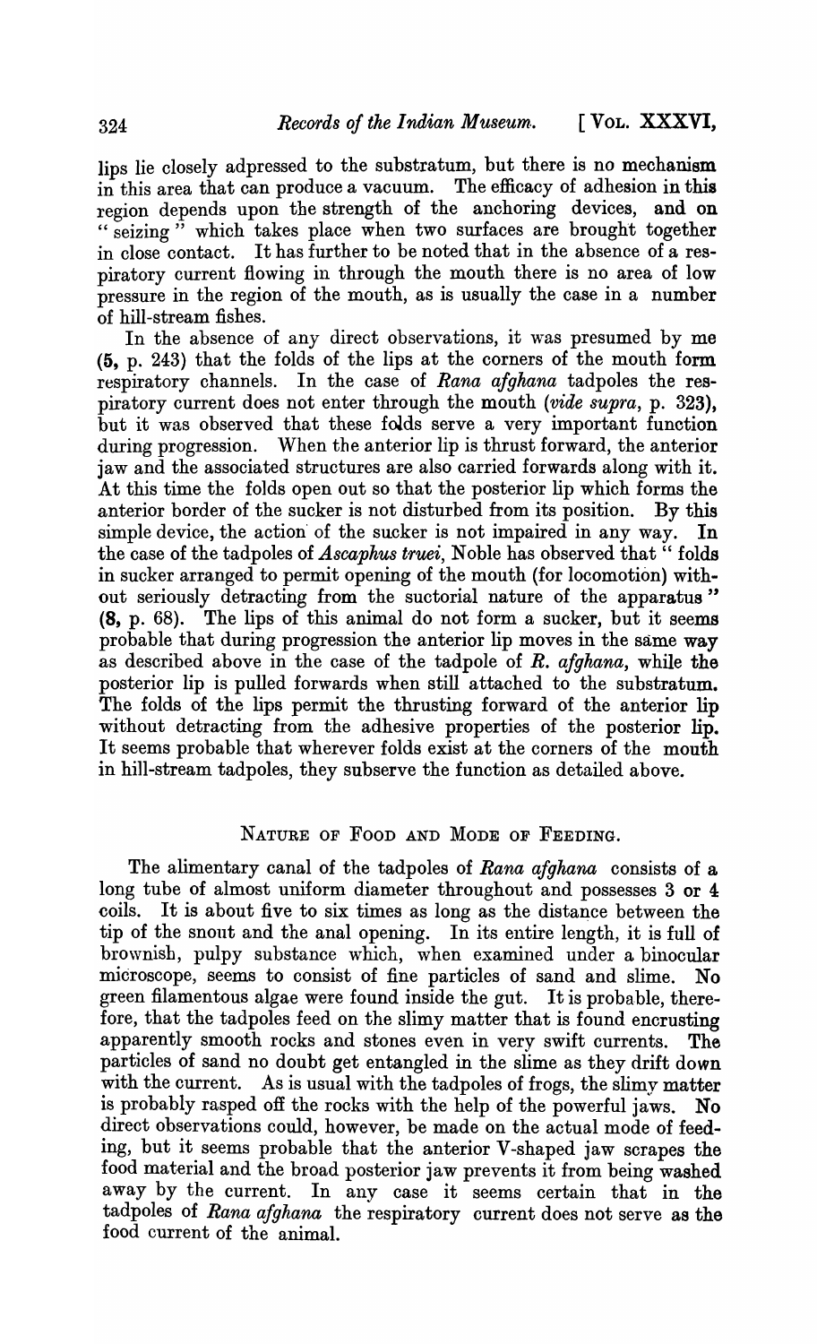lips lie closely adpressed to the substratum, but there is no mechanism in this area that can produce a vacuum. The efficacy of adhesion in this region depends upon the strength of the anchoring devices, and on "seizing" which takes place when two surfaces are brought together in close contact. It has further to be noted that in the absence of a respiratory current flowing in through the mouth there is no area of low pressure in the region of the mouth, as is usually the case in a number of hill-stream fishes.

In the absence of any direct observations, it was presumed by me (**5**, p. 243) that the folds of the lips at the corners of the mouth form respiratory channels. In the case of *Rana afghana* tadpoles the respiratory current does not enter through the mouth (*vide supra*, p. 323), but it was observed that these folds serve a very important function during progression. When the anterior lip is thrust forward, the anterior jaw and the associated structures are also carried forwards along with it. At this time the folds open out so that the posterior lip which forms the anterior border of the sucker is not disturbed from its position. By this simple device, the action of the sucker is not impaired in any way. In the case of the tadpoles of *Ascaphus truei*, Noble has observed that "folds in sucker arranged to permit opening of the mouth (for locomotion) without seriously detracting from the suctorial nature of the apparatus" (**8**, p. 68). The lips of this animal do not form a sucker, but it seems probable that during progression the anterior lip moves in the same way as described above in the case of the tadpole of *R. afghana*, while the posterior lip is pulled forwards when still attached to the substratum. The folds of the lips permit the thrusting forward of the anterior lip without detracting from the adhesive properties of the posterior lip. It seems probable that wherever folds exist at the corners of the mouth in hill-stream tadpoles, they subserve the function as detailed above.

## NATURE OF FOOD AND MODE OF FEEDING.

The alimentary canal of the tadpoles of *Rana afghana* consists of a long tube of almost uniform diameter throughout and possesses 3 or 4 coils. It is about five to six times as long as the distance between the tip of the snout and the anal opening. In its entire length, it is full of brownish, pulpy substance which, when examined under a binocular microscope, seems to consist of fine particles of sand and slime. No green filamentous algae were found inside the gut. It is probable, therefore, that the tadpoles feed on the slimy matter that is found encrusting apparently smooth rocks and stones even in very swift currents. The particles of sand no doubt get entangled in the slime as they drift down with the current. As is usual with the tadpoles of frogs, the slimy matter is probably rasped off the rocks with the help of the powerful jaws. No direct observations could, however, be made on the actual mode of feeding, but it seems probable that the anterior V-shaped jaw scrapes the food material and the broad posterior jaw prevents it from being washed away by the current. In any case it seems certain that in the tadpoles of *Rana afghana* the respiratory current does not serve as the food current of the animal.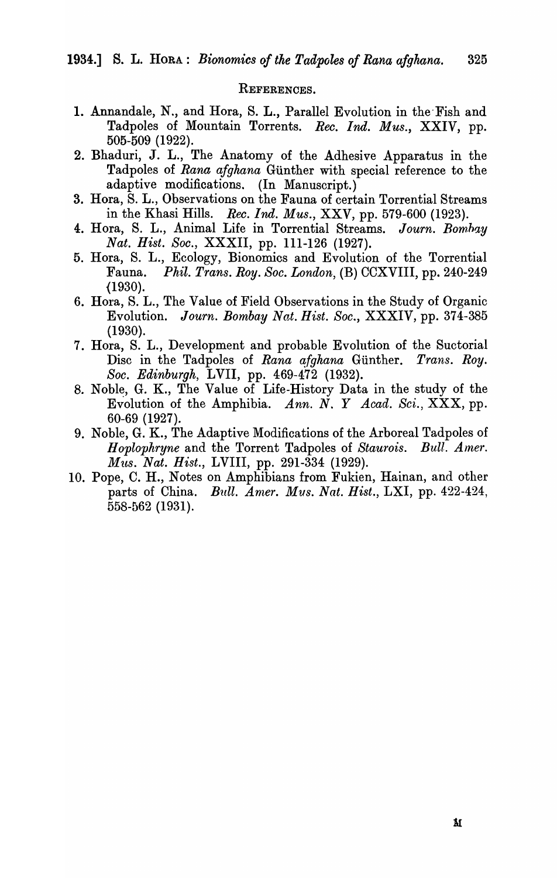## REFERENCES.

1. Annandale, N., and Hora, S. L., Parallel Evolution in the Fish and Tadpoles of Mountain Torrents. *Rec. Ind. Mus.*, XXIV, pp. 505-509 (1922).
2. Bhaduri, J. L., The Anatomy of the Adhesive Apparatus in the Tadpoles of *Rana afghana* Günther with special reference to the adaptive modifications. (In Manuscript.)
3. Hora, S. L., Observations on the Fauna of certain Torrential Streams in the Khasi Hills. *Rec. Ind. Mus.*, XXV, pp. 579-600 (1923).
4. Hora, S. L., Animal Life in Torrential Streams. *Journ. Bombay Nat. Hist. Soc.*, XXXII, pp. 111-126 (1927).
5. Hora, S. L., Ecology, Bionomics and Evolution of the Torrential Fauna. *Phil. Trans. Roy. Soc. London*, (B) CCXVIII, pp. 240-249 (1930).
6. Hora, S. L., The Value of Field Observations in the Study of Organic Evolution. *Journ. Bombay Nat. Hist. Soc.*, XXXIV, pp. 374-385 (1930).
7. Hora, S. L., Development and probable Evolution of the Suctorial Disc in the Tadpoles of *Rana afghana* Günther. *Trans. Roy. Soc. Edinburgh*, LVII, pp. 469-472 (1932).
8. Noble, G. K., The Value of Life-History Data in the study of the Evolution of the Amphibia. *Ann. N. Y Acad. Sci.*, XXX, pp. 60-69 (1927).
9. Noble, G. K., The Adaptive Modifications of the Arboreal Tadpoles of *Hoplophryne* and the Torrent Tadpoles of *Staurois*. *Bull. Amer. Mus. Nat. Hist.*, LVIII, pp. 291-334 (1929).
10. Pope, C. H., Notes on Amphibians from Fukien, Hainan, and other parts of China. *Bull. Amer. Mus. Nat. Hist.*, LXI, pp. 422-424, 558-562 (1931).